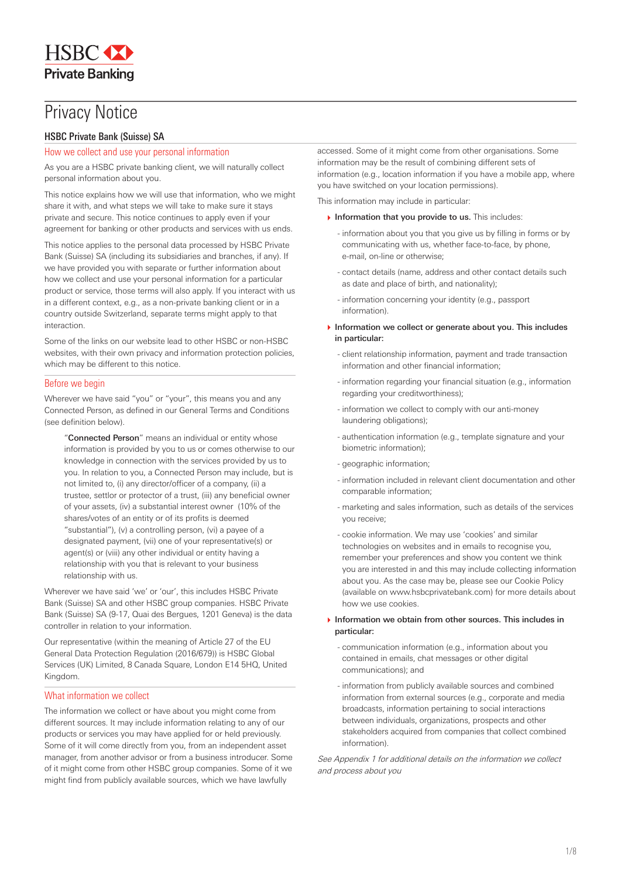HSBC Private Banking

# Privacy Notice

## HSBC Private Bank (Suisse) SA

### How we collect and use your personal information

As you are a HSBC private banking client, we will naturally collect personal information about you.

This notice explains how we will use that information, who we might share it with, and what steps we will take to make sure it stays private and secure. This notice continues to apply even if your agreement for banking or other products and services with us ends.

This notice applies to the personal data processed by HSBC Private Bank (Suisse) SA (including its subsidiaries and branches, if any). If we have provided you with separate or further information about how we collect and use your personal information for a particular product or service, those terms will also apply. If you interact with us in a different context, e.g., as a non-private banking client or in a country outside Switzerland, separate terms might apply to that interaction.

Some of the links on our website lead to other HSBC or non-HSBC websites, with their own privacy and information protection policies, which may be different to this notice.

### Before we begin

Wherever we have said "you" or "your", this means you and any Connected Person, as defined in our General Terms and Conditions (see definition below).

> "**Connected Person**" means an individual or entity whose information is provided by you to us or comes otherwise to our knowledge in connection with the services provided by us to you. In relation to you, a Connected Person may include, but is not limited to, (i) any director/officer of a company, (ii) a trustee, settlor or protector of a trust, (iii) any beneficial owner of your assets, (iv) a substantial interest owner (10% of the shares/votes of an entity or of its profits is deemed "substantial"), (v) a controlling person, (vi) a payee of a designated payment, (vii) one of your representative(s) or agent(s) or (viii) any other individual or entity having a relationship with you that is relevant to your business relationship with us.

Wherever we have said 'we' or 'our', this includes HSBC Private Bank (Suisse) SA and other HSBC group companies. HSBC Private Bank (Suisse) SA (9-17, Quai des Bergues, 1201 Geneva) is the data controller in relation to your information.

Our representative (within the meaning of Article 27 of the EU General Data Protection Regulation (2016/679)) is HSBC Global Services (UK) Limited, 8 Canada Square, London E14 5HQ, United Kingdom.

### What information we collect

The information we collect or have about you might come from different sources. It may include information relating to any of our products or services you may have applied for or held previously. Some of it will come directly from you, from an independent asset manager, from another advisor or from a business introducer. Some of it might come from other HSBC group companies. Some of it we might find from publicly available sources, which we have lawfully accessed. Some of it might come from other organisations. Some information may be the result of combining different sets of information (e.g., location information if you have a mobile app, where you have switched on your location permissions).

This information may include in particular:

- **Information that you provide to us.** This includes:
  - information about you that you give us by filling in forms or by communicating with us, whether face-to-face, by phone, e-mail, on-line or otherwise;
  - contact details (name, address and other contact details such as date and place of birth, and nationality);
  - information concerning your identity (e.g., passport information).
- **Information we collect or generate about you. This includes in particular:**
  - client relationship information, payment and trade transaction information and other financial information;
  - information regarding your financial situation (e.g., information regarding your creditworthiness);
  - information we collect to comply with our anti-money laundering obligations);
  - authentication information (e.g., template signature and your biometric information);
  - geographic information;
  - information included in relevant client documentation and other comparable information;
  - marketing and sales information, such as details of the services you receive;
  - cookie information. We may use 'cookies' and similar technologies on websites and in emails to recognise you, remember your preferences and show you content we think you are interested in and this may include collecting information about you. As the case may be, please see our Cookie Policy (available on www.hsbcprivatebank.com) for more details about how we use cookies.
- **Information we obtain from other sources. This includes in particular:**
  - communication information (e.g., information about you contained in emails, chat messages or other digital communications); and
  - information from publicly available sources and combined information from external sources (e.g., corporate and media broadcasts, information pertaining to social interactions between individuals, organizations, prospects and other stakeholders acquired from companies that collect combined information).

*See Appendix 1 for additional details on the information we collect and process about you*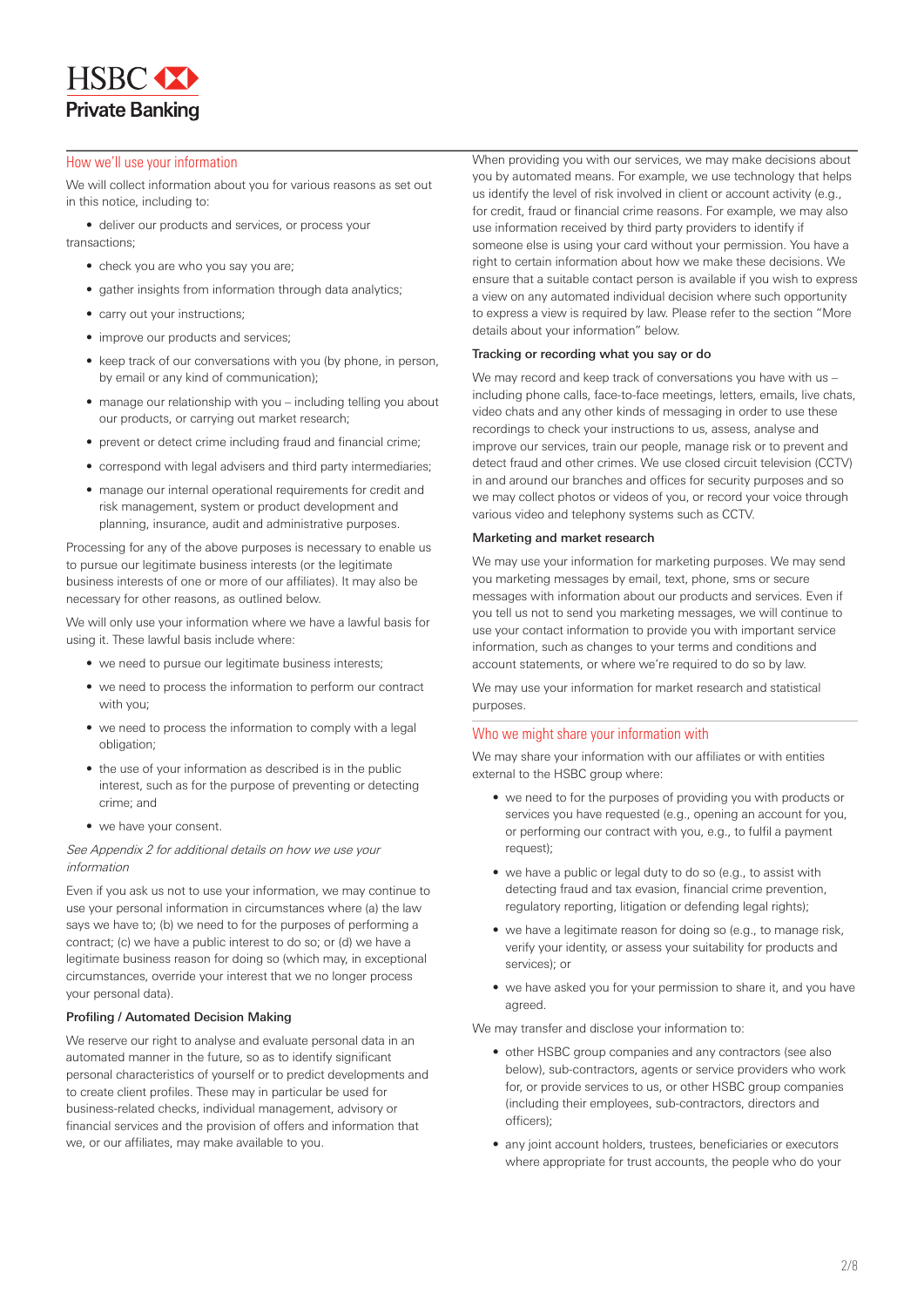HSBC
Private Banking

## How we'll use your information

We will collect information about you for various reasons as set out in this notice, including to:

- deliver our products and services, or process your transactions;
- check you are who you say you are;
- gather insights from information through data analytics;
- carry out your instructions;
- improve our products and services;
- keep track of our conversations with you (by phone, in person, by email or any kind of communication);
- manage our relationship with you – including telling you about our products, or carrying out market research;
- prevent or detect crime including fraud and financial crime;
- correspond with legal advisers and third party intermediaries;
- manage our internal operational requirements for credit and risk management, system or product development and planning, insurance, audit and administrative purposes.

Processing for any of the above purposes is necessary to enable us to pursue our legitimate business interests (or the legitimate business interests of one or more of our affiliates). It may also be necessary for other reasons, as outlined below.

We will only use your information where we have a lawful basis for using it. These lawful basis include where:

- we need to pursue our legitimate business interests;
- we need to process the information to perform our contract with you;
- we need to process the information to comply with a legal obligation;
- the use of your information as described is in the public interest, such as for the purpose of preventing or detecting crime; and
- we have your consent.

*See Appendix 2 for additional details on how we use your information*

Even if you ask us not to use your information, we may continue to use your personal information in circumstances where (a) the law says we have to; (b) we need to for the purposes of performing a contract; (c) we have a public interest to do so; or (d) we have a legitimate business reason for doing so (which may, in exceptional circumstances, override your interest that we no longer process your personal data).

### Profiling / Automated Decision Making

We reserve our right to analyse and evaluate personal data in an automated manner in the future, so as to identify significant personal characteristics of yourself or to predict developments and to create client profiles. These may in particular be used for business-related checks, individual management, advisory or financial services and the provision of offers and information that we, or our affiliates, may make available to you.

When providing you with our services, we may make decisions about you by automated means. For example, we use technology that helps us identify the level of risk involved in client or account activity (e.g., for credit, fraud or financial crime reasons. For example, we may also use information received by third party providers to identify if someone else is using your card without your permission. You have a right to certain information about how we make these decisions. We ensure that a suitable contact person is available if you wish to express a view on any automated individual decision where such opportunity to express a view is required by law. Please refer to the section "More details about your information" below.

### Tracking or recording what you say or do

We may record and keep track of conversations you have with us – including phone calls, face-to-face meetings, letters, emails, live chats, video chats and any other kinds of messaging in order to use these recordings to check your instructions to us, assess, analyse and improve our services, train our people, manage risk or to prevent and detect fraud and other crimes. We use closed circuit television (CCTV) in and around our branches and offices for security purposes and so we may collect photos or videos of you, or record your voice through various video and telephony systems such as CCTV.

### Marketing and market research

We may use your information for marketing purposes. We may send you marketing messages by email, text, phone, sms or secure messages with information about our products and services. Even if you tell us not to send you marketing messages, we will continue to use your contact information to provide you with important service information, such as changes to your terms and conditions and account statements, or where we're required to do so by law.

We may use your information for market research and statistical purposes.

## Who we might share your information with

We may share your information with our affiliates or with entities external to the HSBC group where:

- we need to for the purposes of providing you with products or services you have requested (e.g., opening an account for you, or performing our contract with you, e.g., to fulfil a payment request);
- we have a public or legal duty to do so (e.g., to assist with detecting fraud and tax evasion, financial crime prevention, regulatory reporting, litigation or defending legal rights);
- we have a legitimate reason for doing so (e.g., to manage risk, verify your identity, or assess your suitability for products and services); or
- we have asked you for your permission to share it, and you have agreed.

We may transfer and disclose your information to:

- other HSBC group companies and any contractors (see also below), sub-contractors, agents or service providers who work for, or provide services to us, or other HSBC group companies (including their employees, sub-contractors, directors and officers);
- any joint account holders, trustees, beneficiaries or executors where appropriate for trust accounts, the people who do your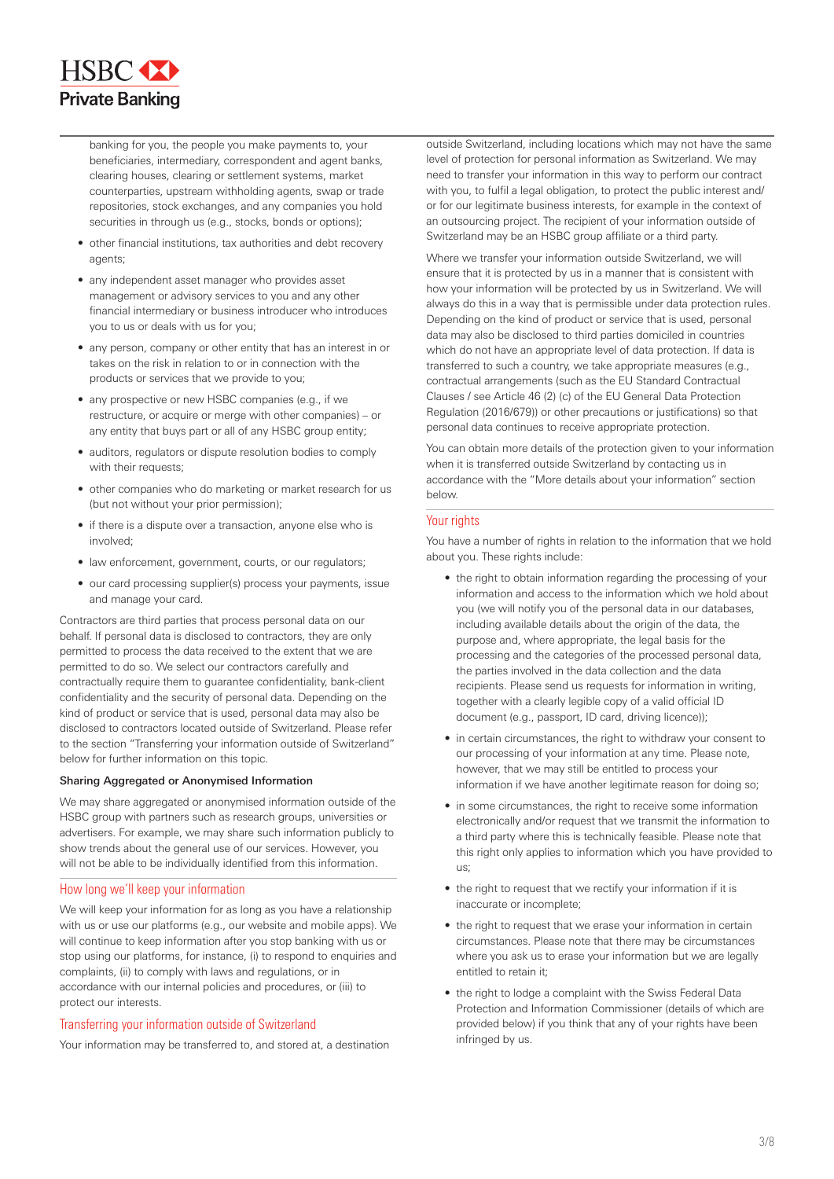banking for you, the people you make payments to, your beneficiaries, intermediary, correspondent and agent banks, clearing houses, clearing or settlement systems, market counterparties, upstream withholding agents, swap or trade repositories, stock exchanges, and any companies you hold securities in through us (e.g., stocks, bonds or options);

- other financial institutions, tax authorities and debt recovery agents;
- any independent asset manager who provides asset management or advisory services to you and any other financial intermediary or business introducer who introduces you to us or deals with us for you;
- any person, company or other entity that has an interest in or takes on the risk in relation to or in connection with the products or services that we provide to you;
- any prospective or new HSBC companies (e.g., if we restructure, or acquire or merge with other companies) – or any entity that buys part or all of any HSBC group entity;
- auditors, regulators or dispute resolution bodies to comply with their requests;
- other companies who do marketing or market research for us (but not without your prior permission);
- if there is a dispute over a transaction, anyone else who is involved;
- law enforcement, government, courts, or our regulators;
- our card processing supplier(s) process your payments, issue and manage your card.

Contractors are third parties that process personal data on our behalf. If personal data is disclosed to contractors, they are only permitted to process the data received to the extent that we are permitted to do so. We select our contractors carefully and contractually require them to guarantee confidentiality, bank-client confidentiality and the security of personal data. Depending on the kind of product or service that is used, personal data may also be disclosed to contractors located outside of Switzerland. Please refer to the section "Transferring your information outside of Switzerland" below for further information on this topic.

**Sharing Aggregated or Anonymised Information**

We may share aggregated or anonymised information outside of the HSBC group with partners such as research groups, universities or advertisers. For example, we may share such information publicly to show trends about the general use of our services. However, you will not be able to be individually identified from this information.

## How long we'll keep your information

We will keep your information for as long as you have a relationship with us or use our platforms (e.g., our website and mobile apps). We will continue to keep information after you stop banking with us or stop using our platforms, for instance, (i) to respond to enquiries and complaints, (ii) to comply with laws and regulations, or in accordance with our internal policies and procedures, or (iii) to protect our interests.

## Transferring your information outside of Switzerland

Your information may be transferred to, and stored at, a destination outside Switzerland, including locations which may not have the same level of protection for personal information as Switzerland. We may need to transfer your information in this way to perform our contract with you, to fulfil a legal obligation, to protect the public interest and/or for our legitimate business interests, for example in the context of an outsourcing project. The recipient of your information outside of Switzerland may be an HSBC group affiliate or a third party.

Where we transfer your information outside Switzerland, we will ensure that it is protected by us in a manner that is consistent with how your information will be protected by us in Switzerland. We will always do this in a way that is permissible under data protection rules. Depending on the kind of product or service that is used, personal data may also be disclosed to third parties domiciled in countries which do not have an appropriate level of data protection. If data is transferred to such a country, we take appropriate measures (e.g., contractual arrangements (such as the EU Standard Contractual Clauses / see Article 46 (2) (c) of the EU General Data Protection Regulation (2016/679)) or other precautions or justifications) so that personal data continues to receive appropriate protection.

You can obtain more details of the protection given to your information when it is transferred outside Switzerland by contacting us in accordance with the "More details about your information" section below.

## Your rights

You have a number of rights in relation to the information that we hold about you. These rights include:

- the right to obtain information regarding the processing of your information and access to the information which we hold about you (we will notify you of the personal data in our databases, including available details about the origin of the data, the purpose and, where appropriate, the legal basis for the processing and the categories of the processed personal data, the parties involved in the data collection and the data recipients. Please send us requests for information in writing, together with a clearly legible copy of a valid official ID document (e.g., passport, ID card, driving licence));
- in certain circumstances, the right to withdraw your consent to our processing of your information at any time. Please note, however, that we may still be entitled to process your information if we have another legitimate reason for doing so;
- in some circumstances, the right to receive some information electronically and/or request that we transmit the information to a third party where this is technically feasible. Please note that this right only applies to information which you have provided to us;
- the right to request that we rectify your information if it is inaccurate or incomplete;
- the right to request that we erase your information in certain circumstances. Please note that there may be circumstances where you ask us to erase your information but we are legally entitled to retain it;
- the right to lodge a complaint with the Swiss Federal Data Protection and Information Commissioner (details of which are provided below) if you think that any of your rights have been infringed by us.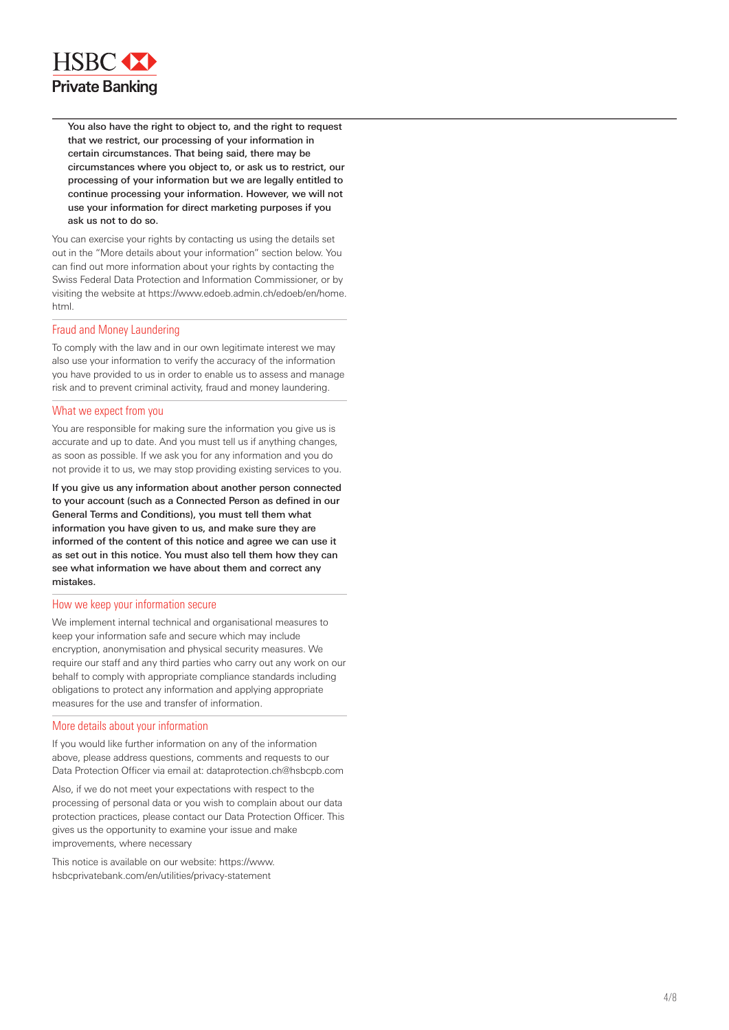**You also have the right to object to, and the right to request that we restrict, our processing of your information in certain circumstances. That being said, there may be circumstances where you object to, or ask us to restrict, our processing of your information but we are legally entitled to continue processing your information. However, we will not use your information for direct marketing purposes if you ask us not to do so.**

You can exercise your rights by contacting us using the details set out in the "More details about your information" section below. You can find out more information about your rights by contacting the Swiss Federal Data Protection and Information Commissioner, or by visiting the website at https://www.edoeb.admin.ch/edoeb/en/home.html.

## Fraud and Money Laundering

To comply with the law and in our own legitimate interest we may also use your information to verify the accuracy of the information you have provided to us in order to enable us to assess and manage risk and to prevent criminal activity, fraud and money laundering.

## What we expect from you

You are responsible for making sure the information you give us is accurate and up to date. And you must tell us if anything changes, as soon as possible. If we ask you for any information and you do not provide it to us, we may stop providing existing services to you.

**If you give us any information about another person connected to your account (such as a Connected Person as defined in our General Terms and Conditions), you must tell them what information you have given to us, and make sure they are informed of the content of this notice and agree we can use it as set out in this notice. You must also tell them how they can see what information we have about them and correct any mistakes.**

## How we keep your information secure

We implement internal technical and organisational measures to keep your information safe and secure which may include encryption, anonymisation and physical security measures. We require our staff and any third parties who carry out any work on our behalf to comply with appropriate compliance standards including obligations to protect any information and applying appropriate measures for the use and transfer of information.

## More details about your information

If you would like further information on any of the information above, please address questions, comments and requests to our Data Protection Officer via email at: dataprotection.ch@hsbcpb.com

Also, if we do not meet your expectations with respect to the processing of personal data or you wish to complain about our data protection practices, please contact our Data Protection Officer. This gives us the opportunity to examine your issue and make improvements, where necessary

This notice is available on our website: https://www.hsbcprivatebank.com/en/utilities/privacy-statement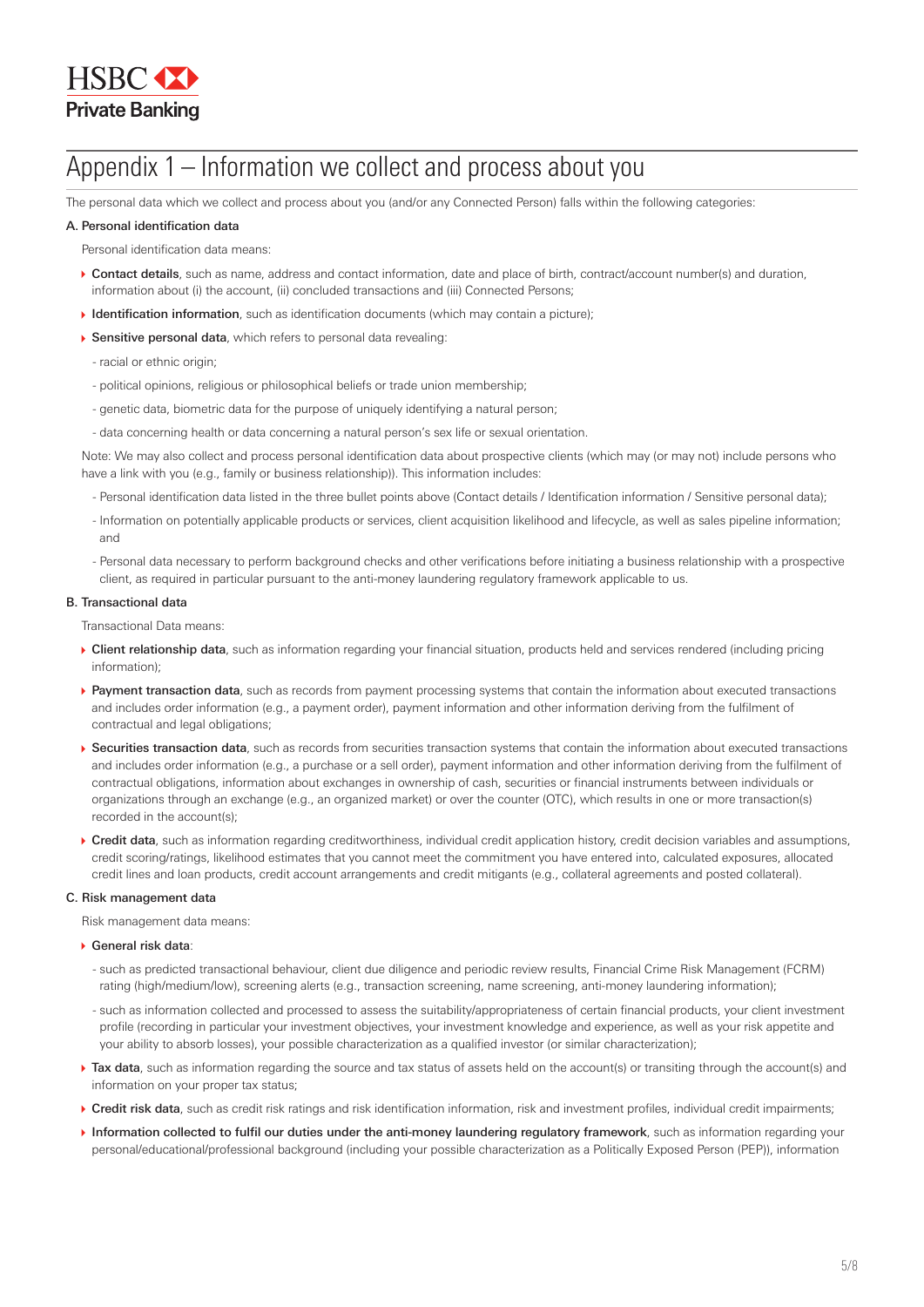# Appendix 1 – Information we collect and process about you

The personal data which we collect and process about you (and/or any Connected Person) falls within the following categories:

### A. Personal identification data

Personal identification data means:

- **Contact details**, such as name, address and contact information, date and place of birth, contract/account number(s) and duration, information about (i) the account, (ii) concluded transactions and (iii) Connected Persons;
- **Identification information**, such as identification documents (which may contain a picture);
- **Sensitive personal data**, which refers to personal data revealing:
  - racial or ethnic origin;
  - political opinions, religious or philosophical beliefs or trade union membership;
  - genetic data, biometric data for the purpose of uniquely identifying a natural person;
  - data concerning health or data concerning a natural person's sex life or sexual orientation.

Note: We may also collect and process personal identification data about prospective clients (which may (or may not) include persons who have a link with you (e.g., family or business relationship)). This information includes:

- Personal identification data listed in the three bullet points above (Contact details / Identification information / Sensitive personal data);
- Information on potentially applicable products or services, client acquisition likelihood and lifecycle, as well as sales pipeline information; and
- Personal data necessary to perform background checks and other verifications before initiating a business relationship with a prospective client, as required in particular pursuant to the anti-money laundering regulatory framework applicable to us.

### B. Transactional data

Transactional Data means:

- **Client relationship data**, such as information regarding your financial situation, products held and services rendered (including pricing information);
- **Payment transaction data**, such as records from payment processing systems that contain the information about executed transactions and includes order information (e.g., a payment order), payment information and other information deriving from the fulfilment of contractual and legal obligations;
- **Securities transaction data**, such as records from securities transaction systems that contain the information about executed transactions and includes order information (e.g., a purchase or a sell order), payment information and other information deriving from the fulfilment of contractual obligations, information about exchanges in ownership of cash, securities or financial instruments between individuals or organizations through an exchange (e.g., an organized market) or over the counter (OTC), which results in one or more transaction(s) recorded in the account(s);
- **Credit data**, such as information regarding creditworthiness, individual credit application history, credit decision variables and assumptions, credit scoring/ratings, likelihood estimates that you cannot meet the commitment you have entered into, calculated exposures, allocated credit lines and loan products, credit account arrangements and credit mitigants (e.g., collateral agreements and posted collateral).

### C. Risk management data

Risk management data means:

- **General risk data**:
  - such as predicted transactional behaviour, client due diligence and periodic review results, Financial Crime Risk Management (FCRM) rating (high/medium/low), screening alerts (e.g., transaction screening, name screening, anti-money laundering information);
  - such as information collected and processed to assess the suitability/appropriateness of certain financial products, your client investment profile (recording in particular your investment objectives, your investment knowledge and experience, as well as your risk appetite and your ability to absorb losses), your possible characterization as a qualified investor (or similar characterization);
- **Tax data**, such as information regarding the source and tax status of assets held on the account(s) or transiting through the account(s) and information on your proper tax status;
- **Credit risk data**, such as credit risk ratings and risk identification information, risk and investment profiles, individual credit impairments;
- **Information collected to fulfil our duties under the anti-money laundering regulatory framework**, such as information regarding your personal/educational/professional background (including your possible characterization as a Politically Exposed Person (PEP)), information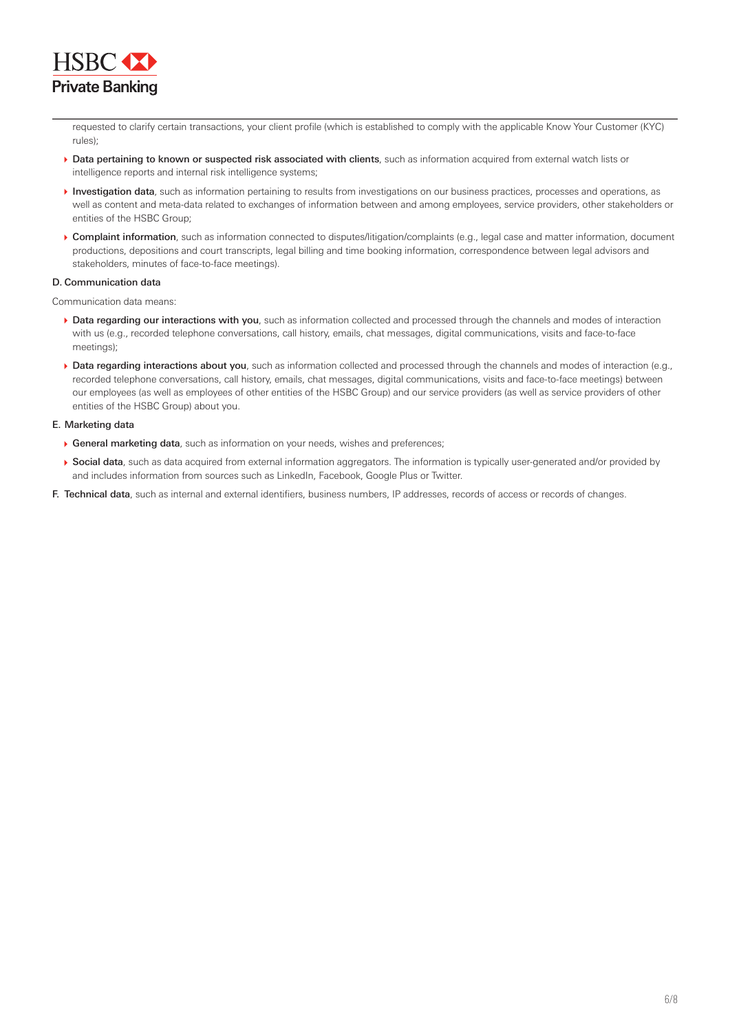requested to clarify certain transactions, your client profile (which is established to comply with the applicable Know Your Customer (KYC) rules);

- **Data pertaining to known or suspected risk associated with clients**, such as information acquired from external watch lists or intelligence reports and internal risk intelligence systems;
- **Investigation data**, such as information pertaining to results from investigations on our business practices, processes and operations, as well as content and meta-data related to exchanges of information between and among employees, service providers, other stakeholders or entities of the HSBC Group;
- **Complaint information**, such as information connected to disputes/litigation/complaints (e.g., legal case and matter information, document productions, depositions and court transcripts, legal billing and time booking information, correspondence between legal advisors and stakeholders, minutes of face-to-face meetings).

**D. Communication data**

Communication data means:

- **Data regarding our interactions with you**, such as information collected and processed through the channels and modes of interaction with us (e.g., recorded telephone conversations, call history, emails, chat messages, digital communications, visits and face-to-face meetings);
- **Data regarding interactions about you**, such as information collected and processed through the channels and modes of interaction (e.g., recorded telephone conversations, call history, emails, chat messages, digital communications, visits and face-to-face meetings) between our employees (as well as employees of other entities of the HSBC Group) and our service providers (as well as service providers of other entities of the HSBC Group) about you.

**E. Marketing data**

- **General marketing data**, such as information on your needs, wishes and preferences;
- **Social data**, such as data acquired from external information aggregators. The information is typically user-generated and/or provided by and includes information from sources such as LinkedIn, Facebook, Google Plus or Twitter.

**F. Technical data**, such as internal and external identifiers, business numbers, IP addresses, records of access or records of changes.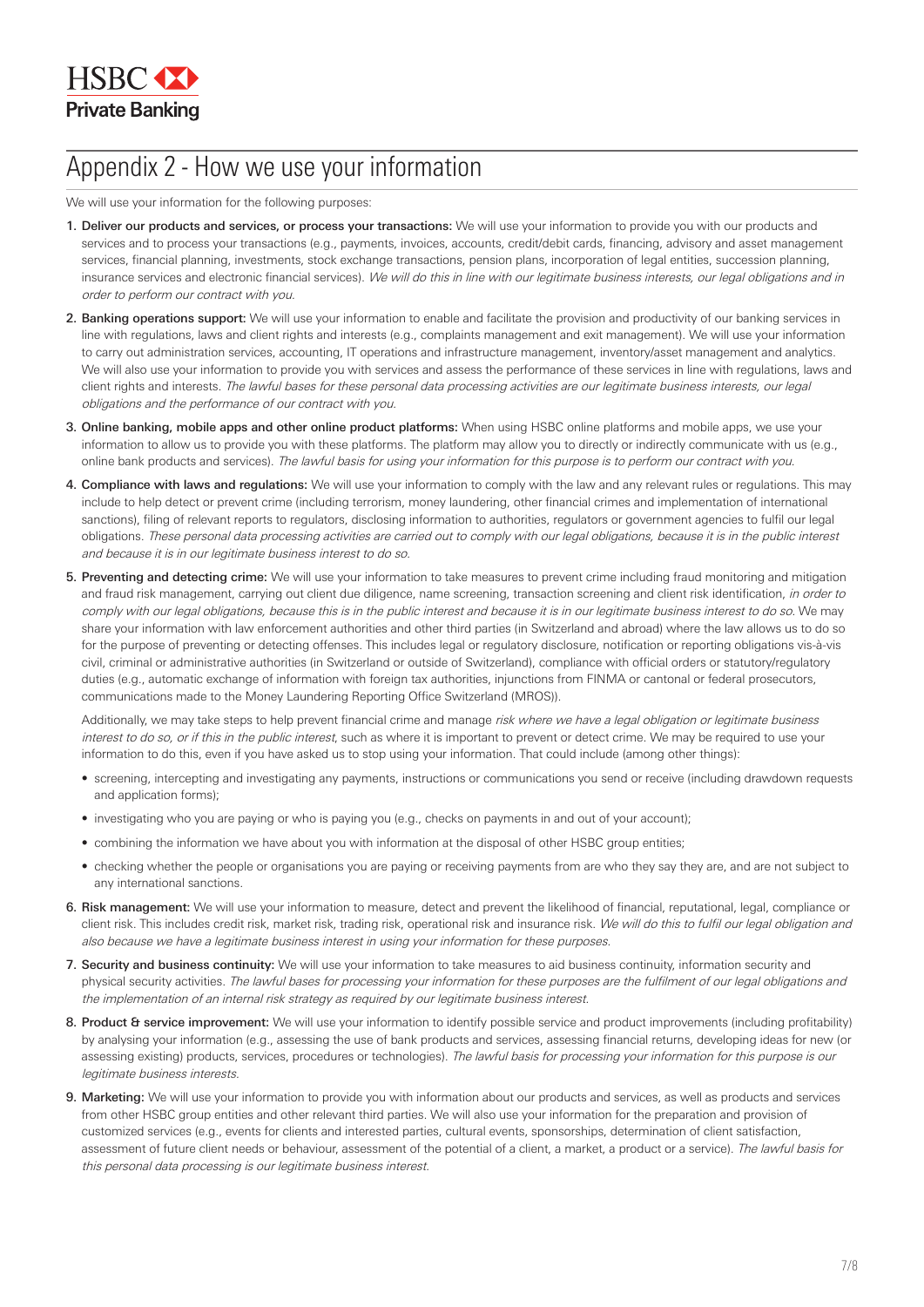# Appendix 2 - How we use your information

We will use your information for the following purposes:

1. **Deliver our products and services, or process your transactions:** We will use your information to provide you with our products and services and to process your transactions (e.g., payments, invoices, accounts, credit/debit cards, financing, advisory and asset management services, financial planning, investments, stock exchange transactions, pension plans, incorporation of legal entities, succession planning, insurance services and electronic financial services). *We will do this in line with our legitimate business interests, our legal obligations and in order to perform our contract with you.*
2. **Banking operations support:** We will use your information to enable and facilitate the provision and productivity of our banking services in line with regulations, laws and client rights and interests (e.g., complaints management and exit management). We will use your information to carry out administration services, accounting, IT operations and infrastructure management, inventory/asset management and analytics. We will also use your information to provide you with services and assess the performance of these services in line with regulations, laws and client rights and interests. *The lawful bases for these personal data processing activities are our legitimate business interests, our legal obligations and the performance of our contract with you.*
3. **Online banking, mobile apps and other online product platforms:** When using HSBC online platforms and mobile apps, we use your information to allow us to provide you with these platforms. The platform may allow you to directly or indirectly communicate with us (e.g., online bank products and services). *The lawful basis for using your information for this purpose is to perform our contract with you.*
4. **Compliance with laws and regulations:** We will use your information to comply with the law and any relevant rules or regulations. This may include to help detect or prevent crime (including terrorism, money laundering, other financial crimes and implementation of international sanctions), filing of relevant reports to regulators, disclosing information to authorities, regulators or government agencies to fulfil our legal obligations. *These personal data processing activities are carried out to comply with our legal obligations, because it is in the public interest and because it is in our legitimate business interest to do so.*
5. **Preventing and detecting crime:** We will use your information to take measures to prevent crime including fraud monitoring and mitigation and fraud risk management, carrying out client due diligence, name screening, transaction screening and client risk identification, *in order to comply with our legal obligations, because this is in the public interest and because it is in our legitimate business interest to do so.* We may share your information with law enforcement authorities and other third parties (in Switzerland and abroad) where the law allows us to do so for the purpose of preventing or detecting offenses. This includes legal or regulatory disclosure, notification or reporting obligations vis-à-vis civil, criminal or administrative authorities (in Switzerland or outside of Switzerland), compliance with official orders or statutory/regulatory duties (e.g., automatic exchange of information with foreign tax authorities, injunctions from FINMA or cantonal or federal prosecutors, communications made to the Money Laundering Reporting Office Switzerland (MROS)).

   Additionally, we may take steps to help prevent financial crime and manage *risk where we have a legal obligation or legitimate business interest to do so, or if this in the public interest*, such as where it is important to prevent or detect crime. We may be required to use your information to do this, even if you have asked us to stop using your information. That could include (among other things):

   - screening, intercepting and investigating any payments, instructions or communications you send or receive (including drawdown requests and application forms);
   - investigating who you are paying or who is paying you (e.g., checks on payments in and out of your account);
   - combining the information we have about you with information at the disposal of other HSBC group entities;
   - checking whether the people or organisations you are paying or receiving payments from are who they say they are, and are not subject to any international sanctions.
6. **Risk management:** We will use your information to measure, detect and prevent the likelihood of financial, reputational, legal, compliance or client risk. This includes credit risk, market risk, trading risk, operational risk and insurance risk. *We will do this to fulfil our legal obligation and also because we have a legitimate business interest in using your information for these purposes.*
7. **Security and business continuity:** We will use your information to take measures to aid business continuity, information security and physical security activities. *The lawful bases for processing your information for these purposes are the fulfilment of our legal obligations and the implementation of an internal risk strategy as required by our legitimate business interest.*
8. **Product & service improvement:** We will use your information to identify possible service and product improvements (including profitability) by analysing your information (e.g., assessing the use of bank products and services, assessing financial returns, developing ideas for new (or assessing existing) products, services, procedures or technologies). *The lawful basis for processing your information for this purpose is our legitimate business interests.*
9. **Marketing:** We will use your information to provide you with information about our products and services, as well as products and services from other HSBC group entities and other relevant third parties. We will also use your information for the preparation and provision of customized services (e.g., events for clients and interested parties, cultural events, sponsorships, determination of client satisfaction, assessment of future client needs or behaviour, assessment of the potential of a client, a market, a product or a service). *The lawful basis for this personal data processing is our legitimate business interest.*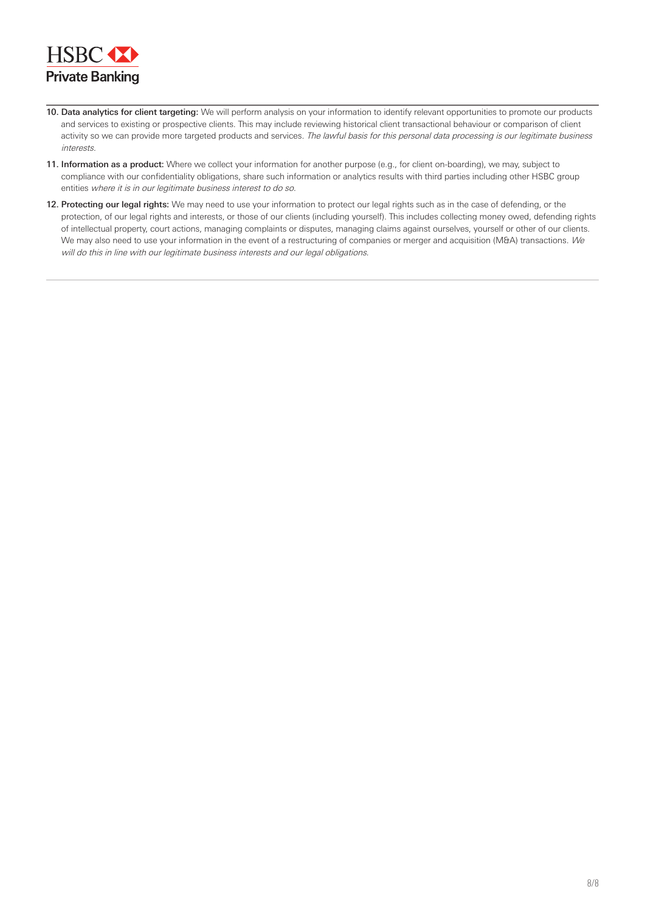10. **Data analytics for client targeting:** We will perform analysis on your information to identify relevant opportunities to promote our products and services to existing or prospective clients. This may include reviewing historical client transactional behaviour or comparison of client activity so we can provide more targeted products and services. *The lawful basis for this personal data processing is our legitimate business interests.*

11. **Information as a product:** Where we collect your information for another purpose (e.g., for client on-boarding), we may, subject to compliance with our confidentiality obligations, share such information or analytics results with third parties including other HSBC group entities *where it is in our legitimate business interest to do so.*

12. **Protecting our legal rights:** We may need to use your information to protect our legal rights such as in the case of defending, or the protection, of our legal rights and interests, or those of our clients (including yourself). This includes collecting money owed, defending rights of intellectual property, court actions, managing complaints or disputes, managing claims against ourselves, yourself or other of our clients. We may also need to use your information in the event of a restructuring of companies or merger and acquisition (M&A) transactions. *We will do this in line with our legitimate business interests and our legal obligations.*